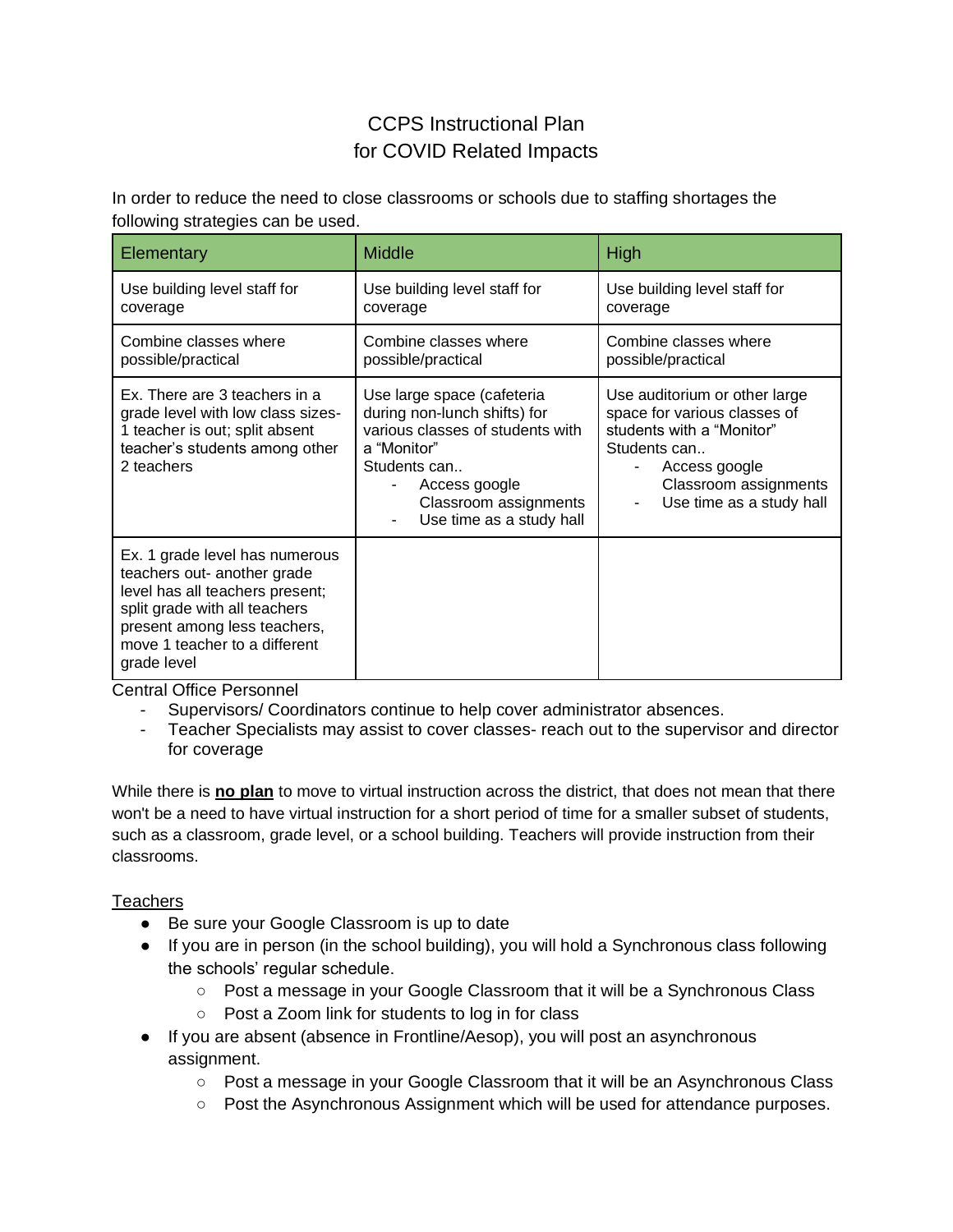# CCPS Instructional Plan
# for COVID Related Impacts

In order to reduce the need to close classrooms or schools due to staffing shortages the following strategies can be used.

| Elementary | Middle | High |
|---|---|---|
| Use building level staff for coverage | Use building level staff for coverage | Use building level staff for coverage |
| Combine classes where possible/practical | Combine classes where possible/practical | Combine classes where possible/practical |
| Ex. There are 3 teachers in a grade level with low class sizes- 1 teacher is out; split absent teacher's students among other 2 teachers | Use large space (cafeteria during non-lunch shifts) for various classes of students with a "Monitor" Students can.. <br> - Access google Classroom assignments <br> - Use time as a study hall | Use auditorium or other large space for various classes of students with a "Monitor" Students can.. <br> - Access google Classroom assignments <br> - Use time as a study hall |
| Ex. 1 grade level has numerous teachers out- another grade level has all teachers present; split grade with all teachers present among less teachers, move 1 teacher to a different grade level | | |

Central Office Personnel

- Supervisors/ Coordinators continue to help cover administrator absences.
- Teacher Specialists may assist to cover classes- reach out to the supervisor and director for coverage

While there is **<u>no plan</u>** to move to virtual instruction across the district, that does not mean that there won't be a need to have virtual instruction for a short period of time for a smaller subset of students, such as a classroom, grade level, or a school building. Teachers will provide instruction from their classrooms.

<u>Teachers</u>

- Be sure your Google Classroom is up to date
- If you are in person (in the school building), you will hold a Synchronous class following the schools' regular schedule.
  - Post a message in your Google Classroom that it will be a Synchronous Class
  - Post a Zoom link for students to log in for class
- If you are absent (absence in Frontline/Aesop), you will post an asynchronous assignment.
  - Post a message in your Google Classroom that it will be an Asynchronous Class
  - Post the Asynchronous Assignment which will be used for attendance purposes.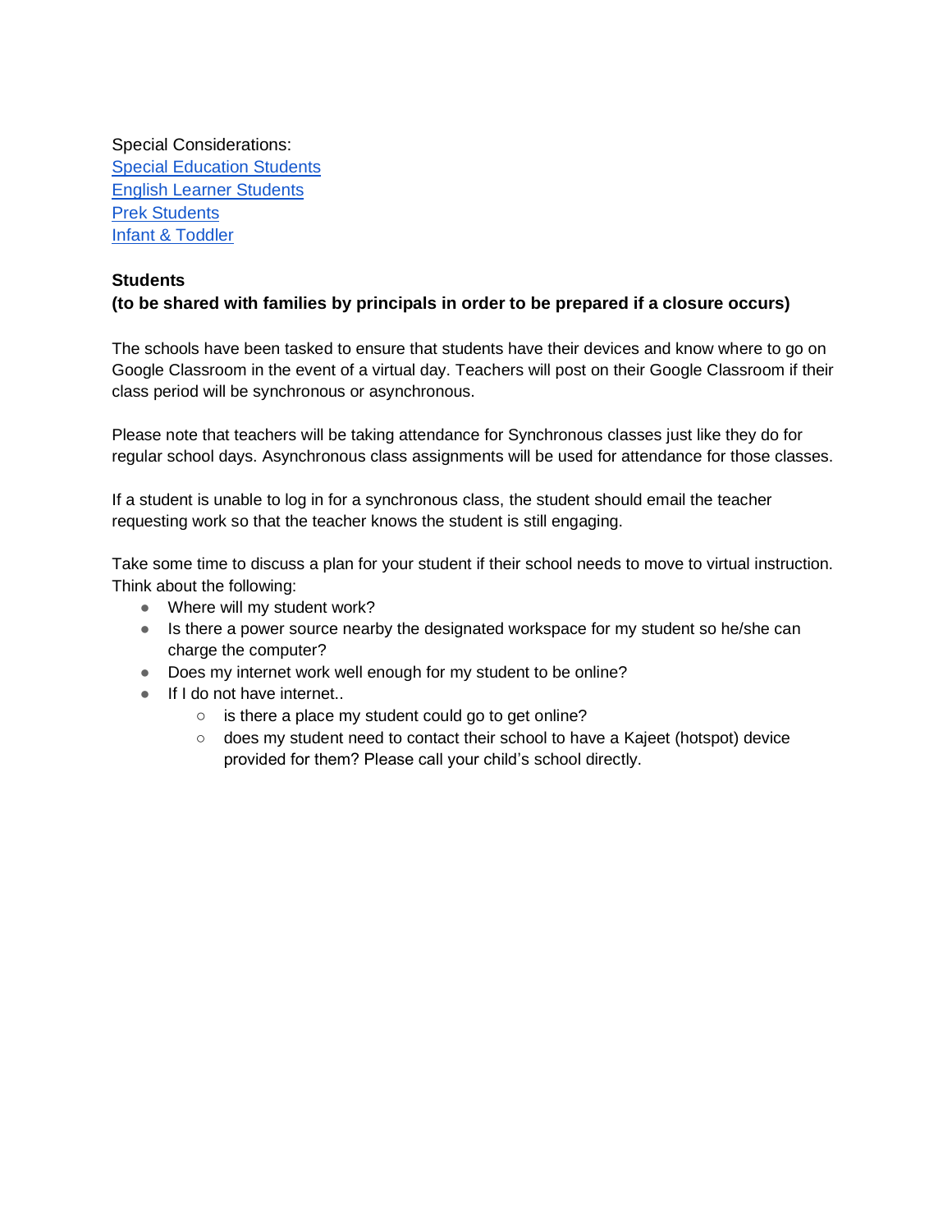Special Considerations:
Special Education Students
English Learner Students
Prek Students
Infant & Toddler

**Students**
**(to be shared with families by principals in order to be prepared if a closure occurs)**

The schools have been tasked to ensure that students have their devices and know where to go on Google Classroom in the event of a virtual day. Teachers will post on their Google Classroom if their class period will be synchronous or asynchronous.

Please note that teachers will be taking attendance for Synchronous classes just like they do for regular school days. Asynchronous class assignments will be used for attendance for those classes.

If a student is unable to log in for a synchronous class, the student should email the teacher requesting work so that the teacher knows the student is still engaging.

Take some time to discuss a plan for your student if their school needs to move to virtual instruction. Think about the following:

- Where will my student work?
- Is there a power source nearby the designated workspace for my student so he/she can charge the computer?
- Does my internet work well enough for my student to be online?
- If I do not have internet..
  - is there a place my student could go to get online?
  - does my student need to contact their school to have a Kajeet (hotspot) device provided for them? Please call your child's school directly.